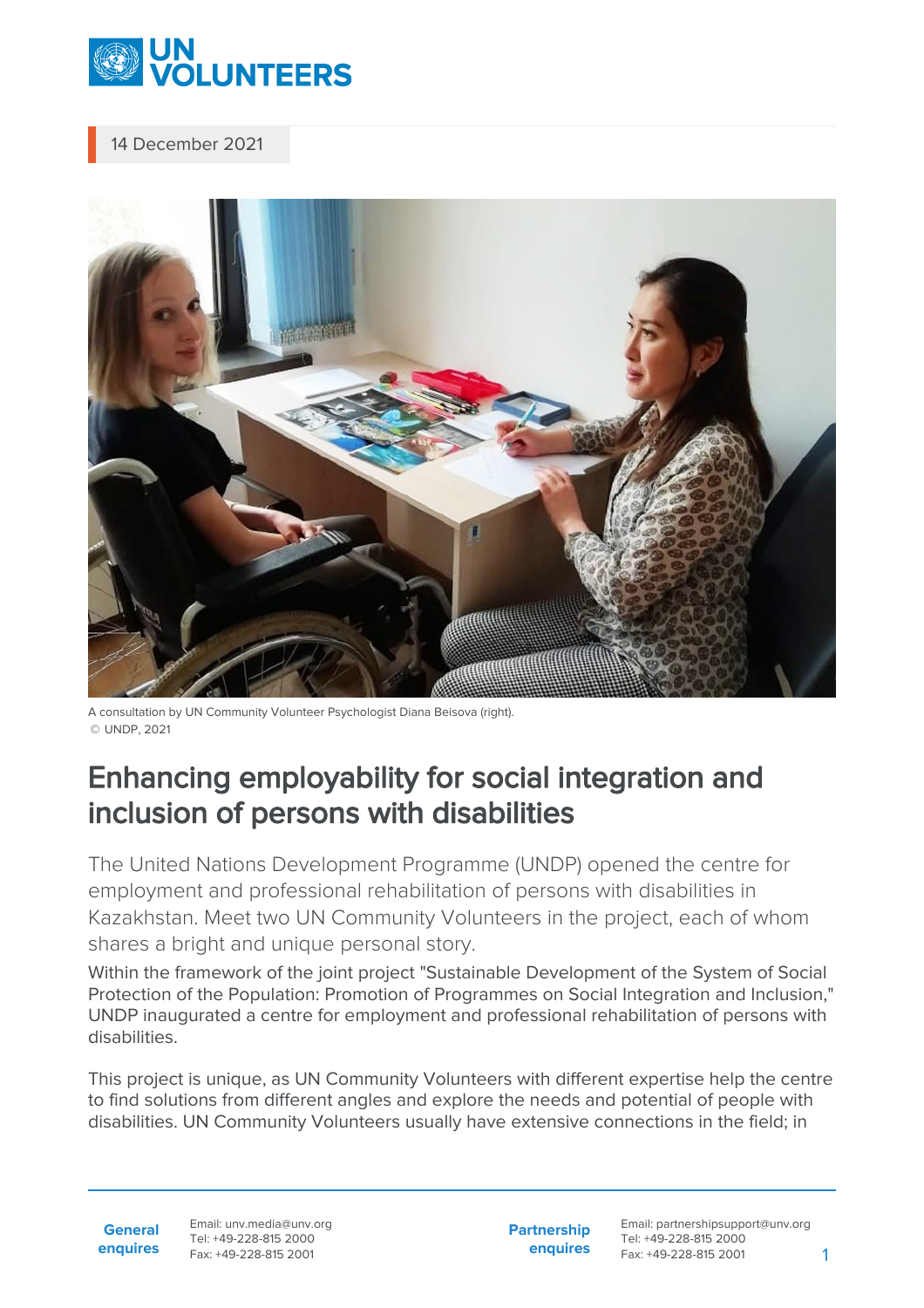14 December 2021

A consultation by UN Community Volunteer Psychologist Diana Beisova (right).
© UNDP, 2021

# Enhancing employability for social integration and inclusion of persons with disabilities

The United Nations Development Programme (UNDP) opened the centre for employment and professional rehabilitation of persons with disabilities in Kazakhstan. Meet two UN Community Volunteers in the project, each of whom shares a bright and unique personal story.

Within the framework of the joint project "Sustainable Development of the System of Social Protection of the Population: Promotion of Programmes on Social Integration and Inclusion," UNDP inaugurated a centre for employment and professional rehabilitation of persons with disabilities.

This project is unique, as UN Community Volunteers with different expertise help the centre to find solutions from different angles and explore the needs and potential of people with disabilities. UN Community Volunteers usually have extensive connections in the field; in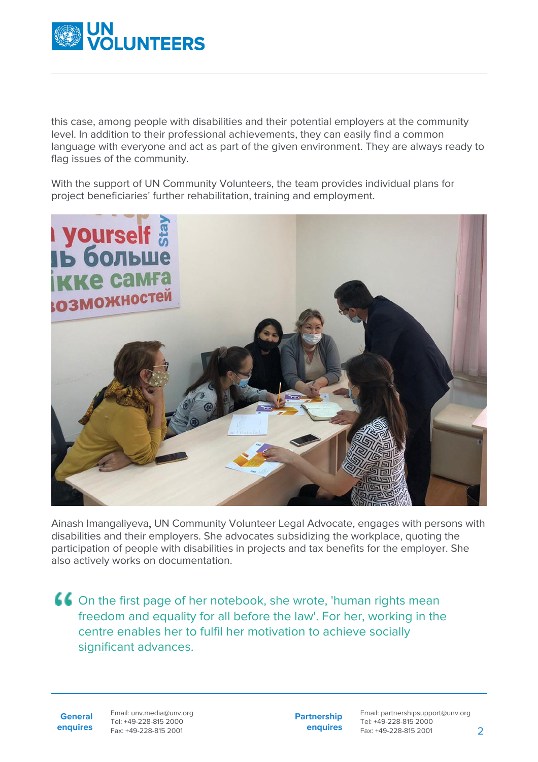this case, among people with disabilities and their potential employers at the community level. In addition to their professional achievements, they can easily find a common language with everyone and act as part of the given environment. They are always ready to flag issues of the community.

With the support of UN Community Volunteers, the team provides individual plans for project beneficiaries' further rehabilitation, training and employment.

Ainash Imangaliyeva**,** UN Community Volunteer Legal Advocate, engages with persons with disabilities and their employers. She advocates subsidizing the workplace, quoting the participation of people with disabilities in projects and tax benefits for the employer. She also actively works on documentation.

> On the first page of her notebook, she wrote, 'human rights mean freedom and equality for all before the law'. For her, working in the centre enables her to fulfil her motivation to achieve socially significant advances.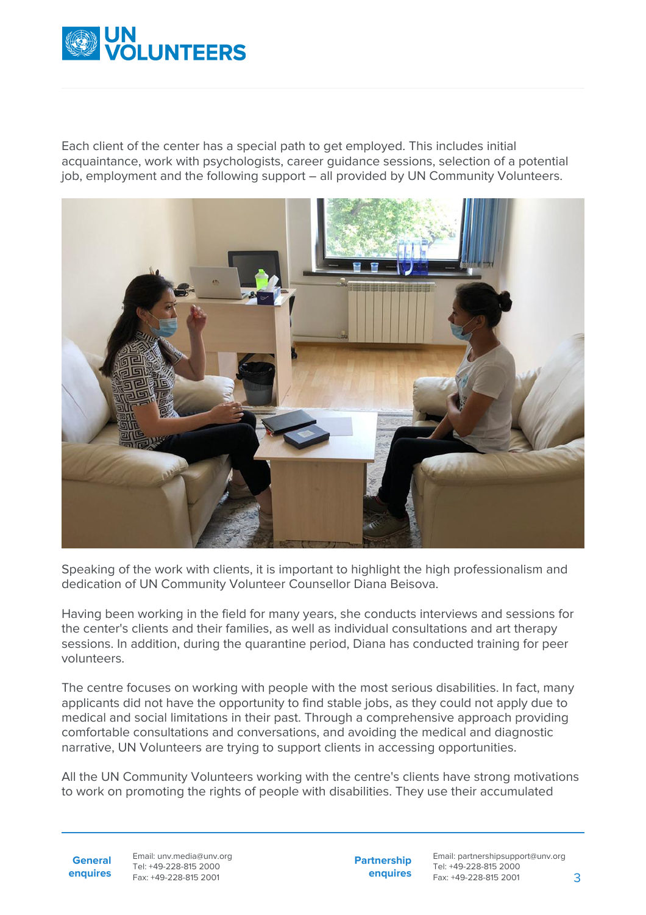Each client of the center has a special path to get employed. This includes initial acquaintance, work with psychologists, career guidance sessions, selection of a potential job, employment and the following support – all provided by UN Community Volunteers.

Speaking of the work with clients, it is important to highlight the high professionalism and dedication of UN Community Volunteer Counsellor Diana Beisova.

Having been working in the field for many years, she conducts interviews and sessions for the center's clients and their families, as well as individual consultations and art therapy sessions. In addition, during the quarantine period, Diana has conducted training for peer volunteers.

The centre focuses on working with people with the most serious disabilities. In fact, many applicants did not have the opportunity to find stable jobs, as they could not apply due to medical and social limitations in their past. Through a comprehensive approach providing comfortable consultations and conversations, and avoiding the medical and diagnostic narrative, UN Volunteers are trying to support clients in accessing opportunities.

All the UN Community Volunteers working with the centre's clients have strong motivations to work on promoting the rights of people with disabilities. They use their accumulated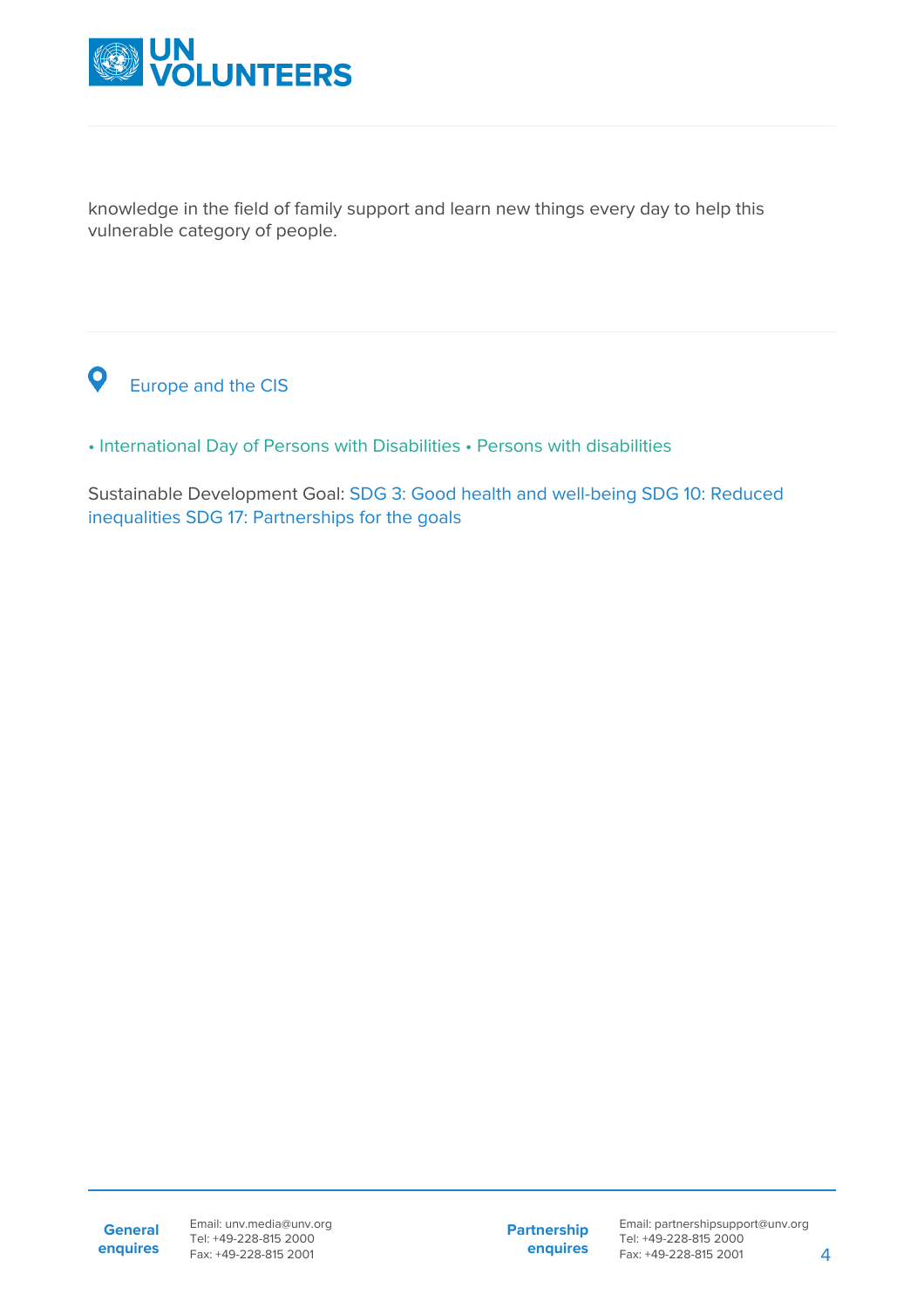knowledge in the field of family support and learn new things every day to help this vulnerable category of people.

Europe and the CIS

• International Day of Persons with Disabilities • Persons with disabilities

Sustainable Development Goal: SDG 3: Good health and well-being SDG 10: Reduced inequalities SDG 17: Partnerships for the goals

**General enquires**
Email: unv.media@unv.org
Tel: +49-228-815 2000
Fax: +49-228-815 2001

**Partnership enquires**
Email: partnershipsupport@unv.org
Tel: +49-228-815 2000
Fax: +49-228-815 2001